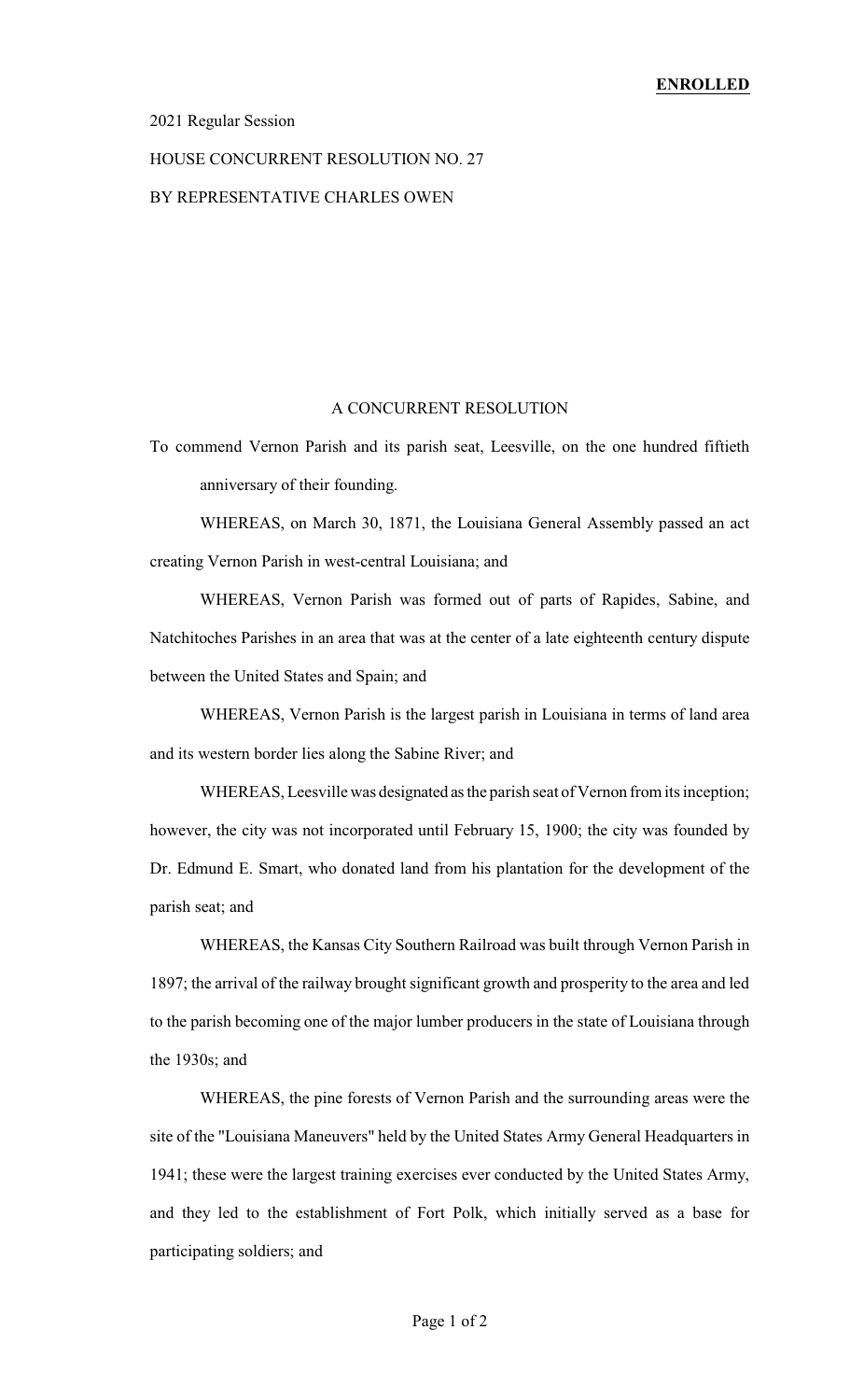**ENROLLED**

2021 Regular Session

HOUSE CONCURRENT RESOLUTION NO. 27

BY REPRESENTATIVE CHARLES OWEN

A CONCURRENT RESOLUTION

To commend Vernon Parish and its parish seat, Leesville, on the one hundred fiftieth anniversary of their founding.

WHEREAS, on March 30, 1871, the Louisiana General Assembly passed an act creating Vernon Parish in west-central Louisiana; and

WHEREAS, Vernon Parish was formed out of parts of Rapides, Sabine, and Natchitoches Parishes in an area that was at the center of a late eighteenth century dispute between the United States and Spain; and

WHEREAS, Vernon Parish is the largest parish in Louisiana in terms of land area and its western border lies along the Sabine River; and

WHEREAS, Leesville was designated as the parish seat of Vernon from its inception; however, the city was not incorporated until February 15, 1900; the city was founded by Dr. Edmund E. Smart, who donated land from his plantation for the development of the parish seat; and

WHEREAS, the Kansas City Southern Railroad was built through Vernon Parish in 1897; the arrival of the railway brought significant growth and prosperity to the area and led to the parish becoming one of the major lumber producers in the state of Louisiana through the 1930s; and

WHEREAS, the pine forests of Vernon Parish and the surrounding areas were the site of the "Louisiana Maneuvers" held by the United States Army General Headquarters in 1941; these were the largest training exercises ever conducted by the United States Army, and they led to the establishment of Fort Polk, which initially served as a base for participating soldiers; and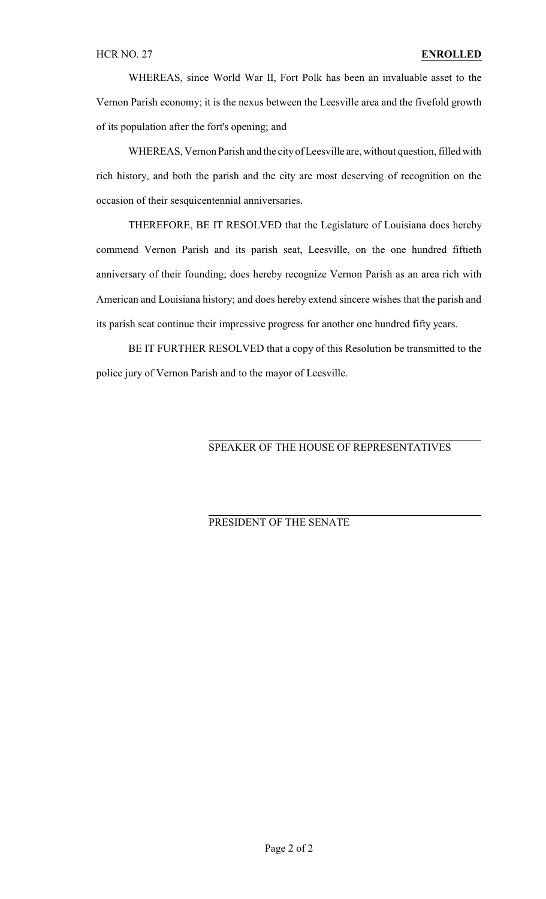WHEREAS, since World War II, Fort Polk has been an invaluable asset to the Vernon Parish economy; it is the nexus between the Leesville area and the fivefold growth of its population after the fort's opening; and

WHEREAS, Vernon Parish and the city of Leesville are, without question, filled with rich history, and both the parish and the city are most deserving of recognition on the occasion of their sesquicentennial anniversaries.

THEREFORE, BE IT RESOLVED that the Legislature of Louisiana does hereby commend Vernon Parish and its parish seat, Leesville, on the one hundred fiftieth anniversary of their founding; does hereby recognize Vernon Parish as an area rich with American and Louisiana history; and does hereby extend sincere wishes that the parish and its parish seat continue their impressive progress for another one hundred fifty years.

BE IT FURTHER RESOLVED that a copy of this Resolution be transmitted to the police jury of Vernon Parish and to the mayor of Leesville.

SPEAKER OF THE HOUSE OF REPRESENTATIVES

PRESIDENT OF THE SENATE